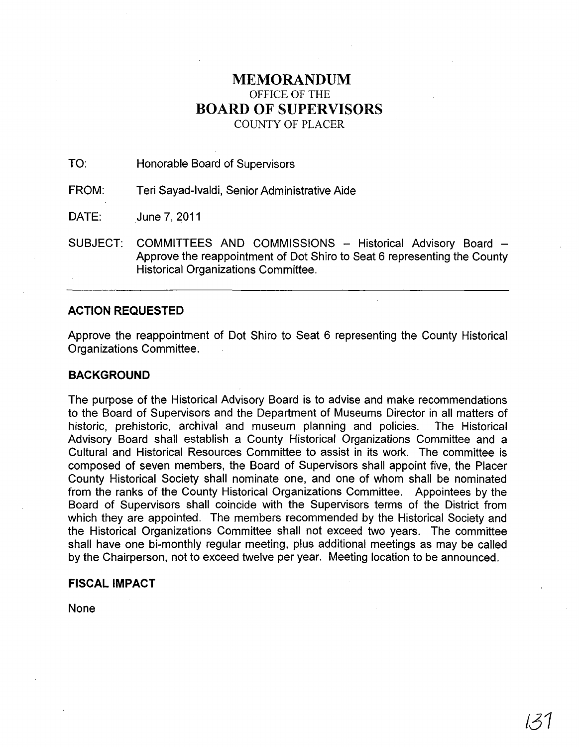# MEMORANDUM

OFFICE OF THE

# BOARD OF SUPERVISORS

COUNTY OF PLACER

TO: Honorable Board of Supervisors

FROM: Teri Sayad-Ivaldi, Senior Administrative Aide

DATE: June 7, 2011

SUBJECT: COMMITTEES AND COMMISSIONS – Historical Advisory Board – Approve the reappointment of Dot Shiro to Seat 6 representing the County Historical Organizations Committee.

---

## ACTION REQUESTED

Approve the reappointment of Dot Shiro to Seat 6 representing the County Historical Organizations Committee.

## BACKGROUND

The purpose of the Historical Advisory Board is to advise and make recommendations to the Board of Supervisors and the Department of Museums Director in all matters of historic, prehistoric, archival and museum planning and policies. The Historical Advisory Board shall establish a County Historical Organizations Committee and a Cultural and Historical Resources Committee to assist in its work. The committee is composed of seven members, the Board of Supervisors shall appoint five, the Placer County Historical Society shall nominate one, and one of whom shall be nominated from the ranks of the County Historical Organizations Committee. Appointees by the Board of Supervisors shall coincide with the Supervisors terms of the District from which they are appointed. The members recommended by the Historical Society and the Historical Organizations Committee shall not exceed two years. The committee shall have one bi-monthly regular meeting, plus additional meetings as may be called by the Chairperson, not to exceed twelve per year. Meeting location to be announced.

## FISCAL IMPACT

None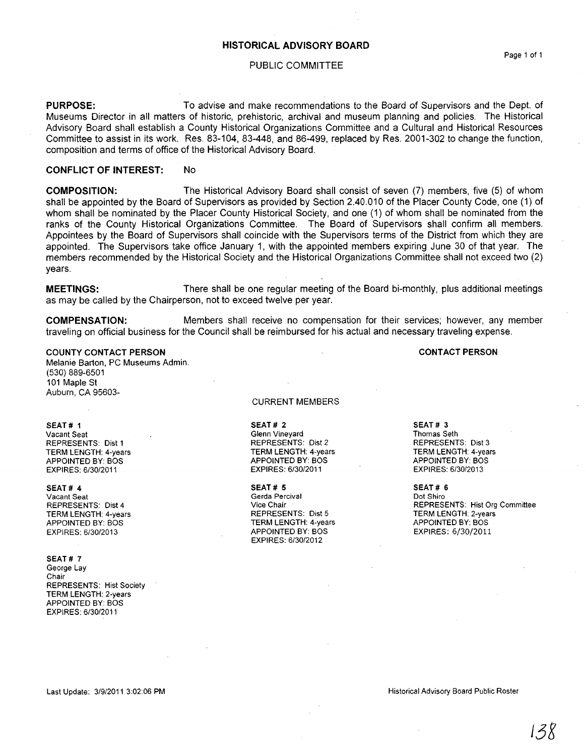# HISTORICAL ADVISORY BOARD

PUBLIC COMMITTEE

**PURPOSE:** To advise and make recommendations to the Board of Supervisors and the Dept. of Museums Director in all matters of historic, prehistoric, archival and museum planning and policies. The Historical Advisory Board shall establish a County Historical Organizations Committee and a Cultural and Historical Resources Committee to assist in its work. Res. 83-104, 83-448, and 86-499, replaced by Res. 2001-302 to change the function, composition and terms of office of the Historical Advisory Board.

**CONFLICT OF INTEREST:** No

**COMPOSITION:** The Historical Advisory Board shall consist of seven (7) members, five (5) of whom shall be appointed by the Board of Supervisors as provided by Section 2.40.010 of the Placer County Code, one (1) of whom shall be nominated by the Placer County Historical Society, and one (1) of whom shall be nominated from the ranks of the County Historical Organizations Committee. The Board of Supervisors shall confirm all members. Appointees by the Board of Supervisors shall coincide with the Supervisors terms of the District from which they are appointed. The Supervisors take office January 1, with the appointed members expiring June 30 of that year. The members recommended by the Historical Society and the Historical Organizations Committee shall not exceed two (2) years.

**MEETINGS:** There shall be one regular meeting of the Board bi-monthly, plus additional meetings as may be called by the Chairperson, not to exceed twelve per year.

**COMPENSATION:** Members shall receive no compensation for their services; however, any member traveling on official business for the Council shall be reimbursed for his actual and necessary traveling expense.

**COUNTY CONTACT PERSON**
Melanie Barton, PC Museums Admin.
(530) 889-6501
101 Maple St
Auburn, CA 95603-

**CONTACT PERSON**

CURRENT MEMBERS

**SEAT # 1**
Vacant Seat
REPRESENTS: Dist 1
TERM LENGTH: 4-years
APPOINTED BY: BOS
EXPIRES: 6/30/2011

**SEAT # 2**
Glenn Vineyard
REPRESENTS: Dist 2
TERM LENGTH: 4-years
APPOINTED BY: BOS
EXPIRES: 6/30/2011

**SEAT # 3**
Thomas Seth
REPRESENTS: Dist 3
TERM LENGTH: 4-years
APPOINTED BY: BOS
EXPIRES: 6/30/2013

**SEAT # 4**
Vacant Seat
REPRESENTS: Dist 4
TERM LENGTH: 4-years
APPOINTED BY: BOS
EXPIRES: 6/30/2013

**SEAT # 5**
Gerda Percival
Vice Chair
REPRESENTS: Dist 5
TERM LENGTH: 4-years
APPOINTED BY: BOS
EXPIRES: 6/30/2012

**SEAT # 6**
Dot Shiro
REPRESENTS: Hist Org Committee
TERM LENGTH: 2-years
APPOINTED BY: BOS
EXPIRES: 6/30/2011

**SEAT # 7**
George Lay
Chair
REPRESENTS: Hist Society
TERM LENGTH: 2-years
APPOINTED BY: BOS
EXPIRES: 6/30/2011

Last Update: 3/9/2011 3:02:06 PM

Historical Advisory Board Public Roster